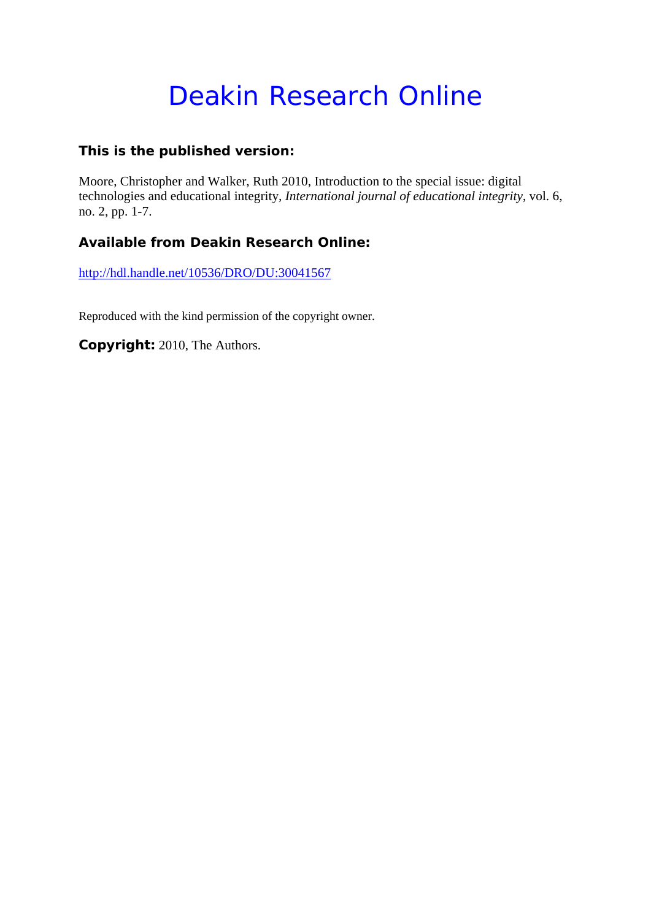# Deakin Research Online

**This is the published version:**

Moore, Christopher and Walker, Ruth 2010, Introduction to the special issue: digital technologies and educational integrity, *International journal of educational integrity*, vol. 6, no. 2, pp. 1-7.

**Available from Deakin Research Online:**

http://hdl.handle.net/10536/DRO/DU:30041567

Reproduced with the kind permission of the copyright owner.

**Copyright:** 2010, The Authors.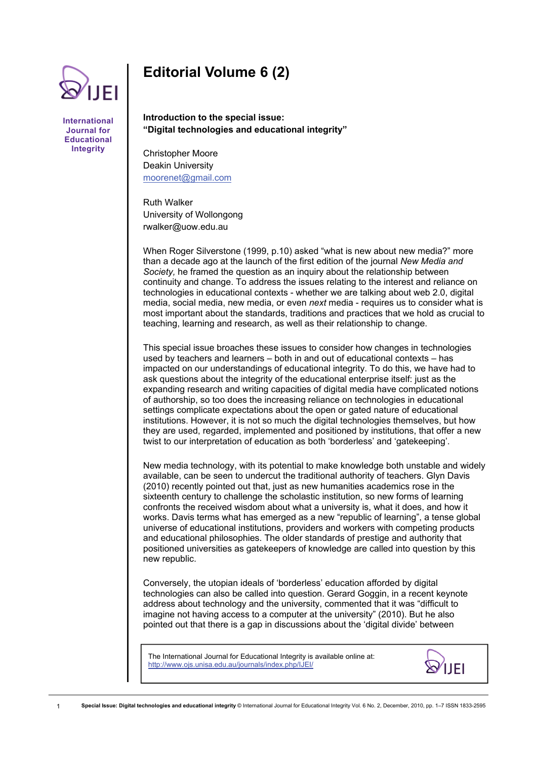# Editorial Volume 6 (2)

**Introduction to the special issue:**
**"Digital technologies and educational integrity"**

Christopher Moore
Deakin University
moorenet@gmail.com

Ruth Walker
University of Wollongong
rwalker@uow.edu.au

When Roger Silverstone (1999, p.10) asked "what is new about new media?" more than a decade ago at the launch of the first edition of the journal *New Media and Society,* he framed the question as an inquiry about the relationship between continuity and change. To address the issues relating to the interest and reliance on technologies in educational contexts - whether we are talking about web 2.0, digital media, social media, new media, or even *next* media - requires us to consider what is most important about the standards, traditions and practices that we hold as crucial to teaching, learning and research, as well as their relationship to change.

This special issue broaches these issues to consider how changes in technologies used by teachers and learners – both in and out of educational contexts – has impacted on our understandings of educational integrity. To do this, we have had to ask questions about the integrity of the educational enterprise itself: just as the expanding research and writing capacities of digital media have complicated notions of authorship, so too does the increasing reliance on technologies in educational settings complicate expectations about the open or gated nature of educational institutions. However, it is not so much the digital technologies themselves, but how they are used, regarded, implemented and positioned by institutions, that offer a new twist to our interpretation of education as both 'borderless' and 'gatekeeping'.

New media technology, with its potential to make knowledge both unstable and widely available, can be seen to undercut the traditional authority of teachers. Glyn Davis (2010) recently pointed out that, just as new humanities academics rose in the sixteenth century to challenge the scholastic institution, so new forms of learning confronts the received wisdom about what a university is, what it does, and how it works. Davis terms what has emerged as a new "republic of learning", a tense global universe of educational institutions, providers and workers with competing products and educational philosophies. The older standards of prestige and authority that positioned universities as gatekeepers of knowledge are called into question by this new republic.

Conversely, the utopian ideals of 'borderless' education afforded by digital technologies can also be called into question. Gerard Goggin, in a recent keynote address about technology and the university, commented that it was "difficult to imagine not having access to a computer at the university" (2010). But he also pointed out that there is a gap in discussions about the 'digital divide' between

The International Journal for Educational Integrity is available online at:
http://www.ojs.unisa.edu.au/journals/index.php/IJEI/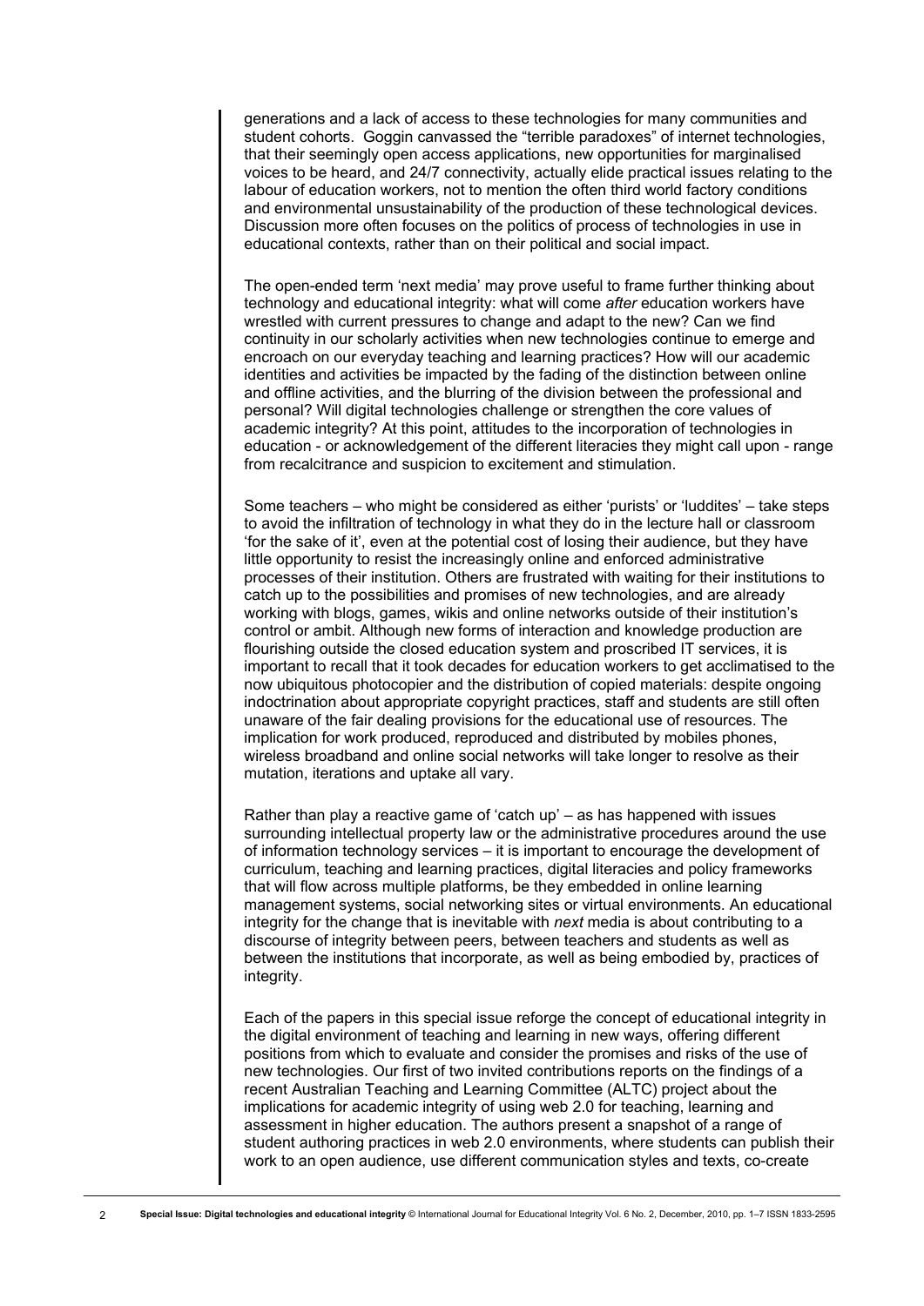generations and a lack of access to these technologies for many communities and student cohorts. Goggin canvassed the "terrible paradoxes" of internet technologies, that their seemingly open access applications, new opportunities for marginalised voices to be heard, and 24/7 connectivity, actually elide practical issues relating to the labour of education workers, not to mention the often third world factory conditions and environmental unsustainability of the production of these technological devices. Discussion more often focuses on the politics of process of technologies in use in educational contexts, rather than on their political and social impact.

The open-ended term 'next media' may prove useful to frame further thinking about technology and educational integrity: what will come *after* education workers have wrestled with current pressures to change and adapt to the new? Can we find continuity in our scholarly activities when new technologies continue to emerge and encroach on our everyday teaching and learning practices? How will our academic identities and activities be impacted by the fading of the distinction between online and offline activities, and the blurring of the division between the professional and personal? Will digital technologies challenge or strengthen the core values of academic integrity? At this point, attitudes to the incorporation of technologies in education - or acknowledgement of the different literacies they might call upon - range from recalcitrance and suspicion to excitement and stimulation.

Some teachers – who might be considered as either 'purists' or 'luddites' – take steps to avoid the infiltration of technology in what they do in the lecture hall or classroom 'for the sake of it', even at the potential cost of losing their audience, but they have little opportunity to resist the increasingly online and enforced administrative processes of their institution. Others are frustrated with waiting for their institutions to catch up to the possibilities and promises of new technologies, and are already working with blogs, games, wikis and online networks outside of their institution's control or ambit. Although new forms of interaction and knowledge production are flourishing outside the closed education system and proscribed IT services, it is important to recall that it took decades for education workers to get acclimatised to the now ubiquitous photocopier and the distribution of copied materials: despite ongoing indoctrination about appropriate copyright practices, staff and students are still often unaware of the fair dealing provisions for the educational use of resources. The implication for work produced, reproduced and distributed by mobiles phones, wireless broadband and online social networks will take longer to resolve as their mutation, iterations and uptake all vary.

Rather than play a reactive game of 'catch up' – as has happened with issues surrounding intellectual property law or the administrative procedures around the use of information technology services – it is important to encourage the development of curriculum, teaching and learning practices, digital literacies and policy frameworks that will flow across multiple platforms, be they embedded in online learning management systems, social networking sites or virtual environments. An educational integrity for the change that is inevitable with *next* media is about contributing to a discourse of integrity between peers, between teachers and students as well as between the institutions that incorporate, as well as being embodied by, practices of integrity.

Each of the papers in this special issue reforge the concept of educational integrity in the digital environment of teaching and learning in new ways, offering different positions from which to evaluate and consider the promises and risks of the use of new technologies. Our first of two invited contributions reports on the findings of a recent Australian Teaching and Learning Committee (ALTC) project about the implications for academic integrity of using web 2.0 for teaching, learning and assessment in higher education. The authors present a snapshot of a range of student authoring practices in web 2.0 environments, where students can publish their work to an open audience, use different communication styles and texts, co-create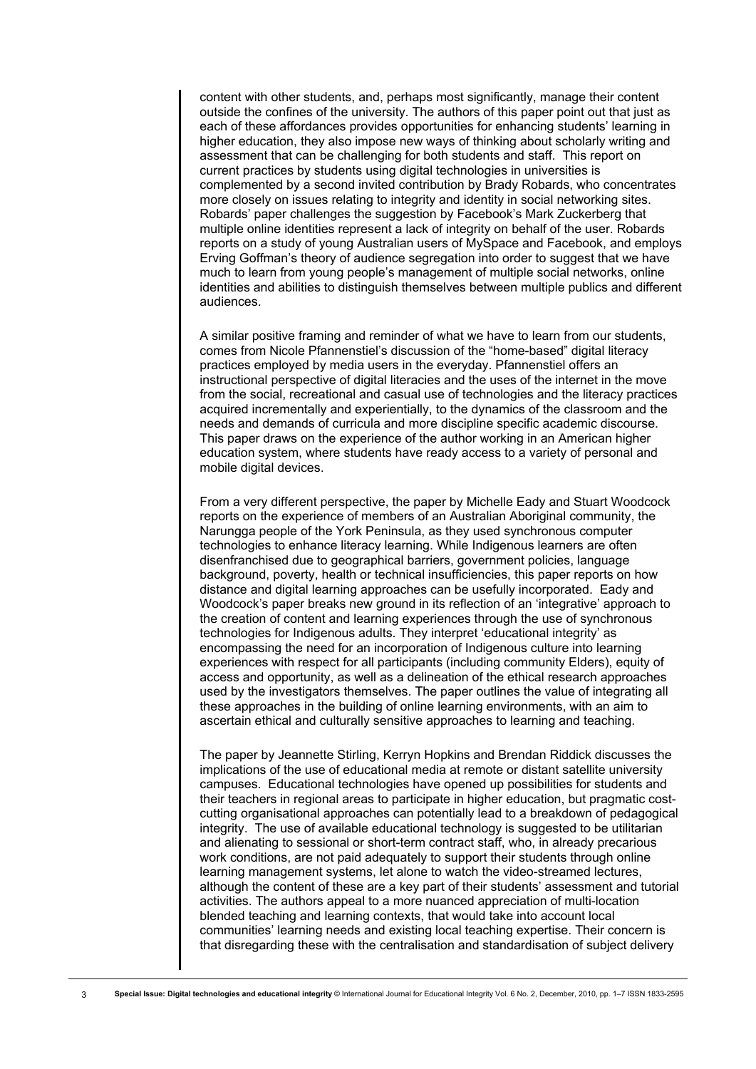content with other students, and, perhaps most significantly, manage their content outside the confines of the university. The authors of this paper point out that just as each of these affordances provides opportunities for enhancing students' learning in higher education, they also impose new ways of thinking about scholarly writing and assessment that can be challenging for both students and staff. This report on current practices by students using digital technologies in universities is complemented by a second invited contribution by Brady Robards, who concentrates more closely on issues relating to integrity and identity in social networking sites. Robards' paper challenges the suggestion by Facebook's Mark Zuckerberg that multiple online identities represent a lack of integrity on behalf of the user. Robards reports on a study of young Australian users of MySpace and Facebook, and employs Erving Goffman's theory of audience segregation into order to suggest that we have much to learn from young people's management of multiple social networks, online identities and abilities to distinguish themselves between multiple publics and different audiences.

A similar positive framing and reminder of what we have to learn from our students, comes from Nicole Pfannenstiel's discussion of the "home-based" digital literacy practices employed by media users in the everyday. Pfannenstiel offers an instructional perspective of digital literacies and the uses of the internet in the move from the social, recreational and casual use of technologies and the literacy practices acquired incrementally and experientially, to the dynamics of the classroom and the needs and demands of curricula and more discipline specific academic discourse. This paper draws on the experience of the author working in an American higher education system, where students have ready access to a variety of personal and mobile digital devices.

From a very different perspective, the paper by Michelle Eady and Stuart Woodcock reports on the experience of members of an Australian Aboriginal community, the Narungga people of the York Peninsula, as they used synchronous computer technologies to enhance literacy learning. While Indigenous learners are often disenfranchised due to geographical barriers, government policies, language background, poverty, health or technical insufficiencies, this paper reports on how distance and digital learning approaches can be usefully incorporated. Eady and Woodcock's paper breaks new ground in its reflection of an 'integrative' approach to the creation of content and learning experiences through the use of synchronous technologies for Indigenous adults. They interpret 'educational integrity' as encompassing the need for an incorporation of Indigenous culture into learning experiences with respect for all participants (including community Elders), equity of access and opportunity, as well as a delineation of the ethical research approaches used by the investigators themselves. The paper outlines the value of integrating all these approaches in the building of online learning environments, with an aim to ascertain ethical and culturally sensitive approaches to learning and teaching.

The paper by Jeannette Stirling, Kerryn Hopkins and Brendan Riddick discusses the implications of the use of educational media at remote or distant satellite university campuses. Educational technologies have opened up possibilities for students and their teachers in regional areas to participate in higher education, but pragmatic cost-cutting organisational approaches can potentially lead to a breakdown of pedagogical integrity. The use of available educational technology is suggested to be utilitarian and alienating to sessional or short-term contract staff, who, in already precarious work conditions, are not paid adequately to support their students through online learning management systems, let alone to watch the video-streamed lectures, although the content of these are a key part of their students' assessment and tutorial activities. The authors appeal to a more nuanced appreciation of multi-location blended teaching and learning contexts, that would take into account local communities' learning needs and existing local teaching expertise. Their concern is that disregarding these with the centralisation and standardisation of subject delivery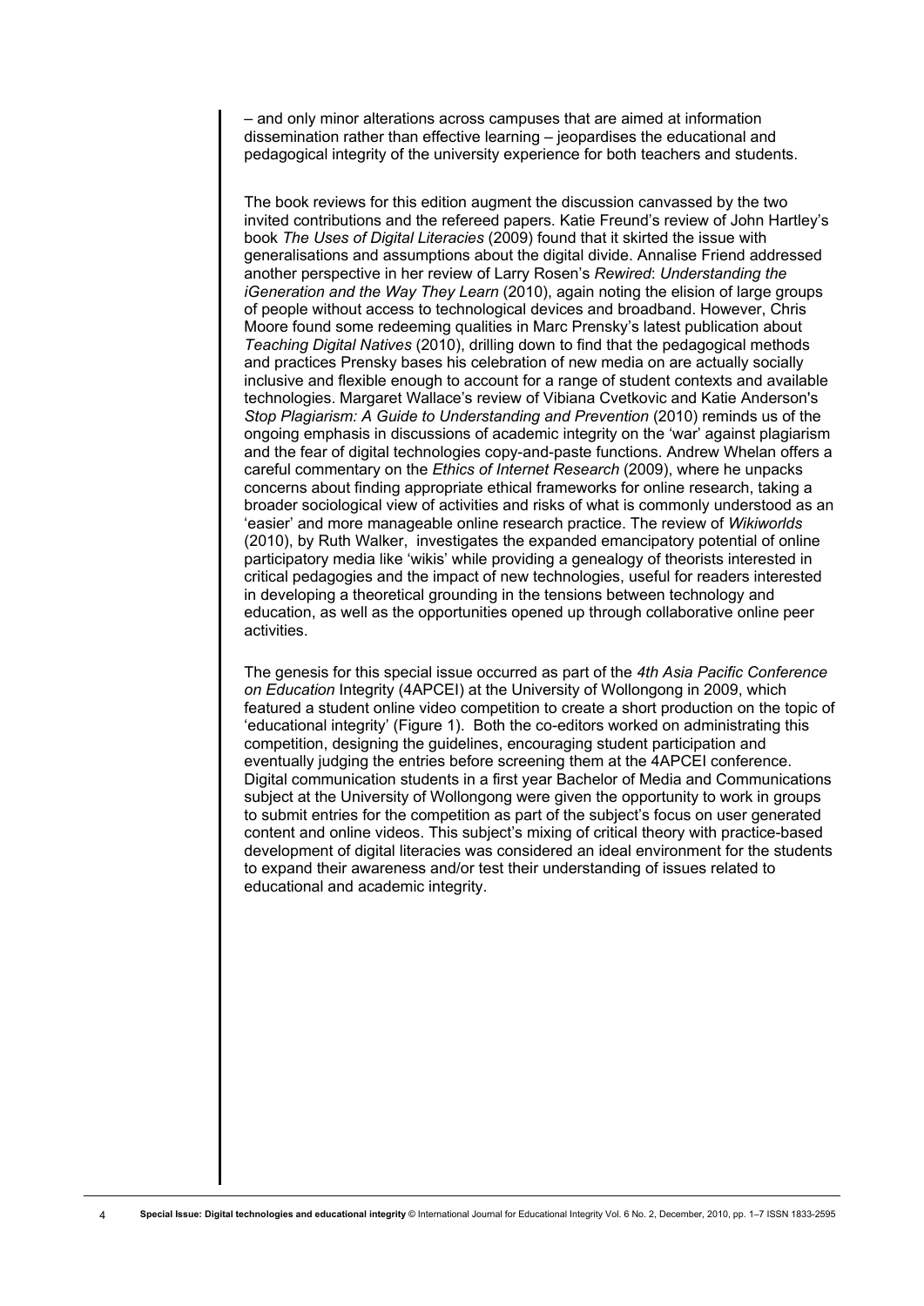– and only minor alterations across campuses that are aimed at information dissemination rather than effective learning – jeopardises the educational and pedagogical integrity of the university experience for both teachers and students.

The book reviews for this edition augment the discussion canvassed by the two invited contributions and the refereed papers. Katie Freund's review of John Hartley's book *The Uses of Digital Literacies* (2009) found that it skirted the issue with generalisations and assumptions about the digital divide. Annalise Friend addressed another perspective in her review of Larry Rosen's *Rewired*: *Understanding the iGeneration and the Way They Learn* (2010), again noting the elision of large groups of people without access to technological devices and broadband. However, Chris Moore found some redeeming qualities in Marc Prensky's latest publication about *Teaching Digital Natives* (2010), drilling down to find that the pedagogical methods and practices Prensky bases his celebration of new media on are actually socially inclusive and flexible enough to account for a range of student contexts and available technologies. Margaret Wallace's review of Vibiana Cvetkovic and Katie Anderson's *Stop Plagiarism: A Guide to Understanding and Prevention* (2010) reminds us of the ongoing emphasis in discussions of academic integrity on the 'war' against plagiarism and the fear of digital technologies copy-and-paste functions. Andrew Whelan offers a careful commentary on the *Ethics of Internet Research* (2009), where he unpacks concerns about finding appropriate ethical frameworks for online research, taking a broader sociological view of activities and risks of what is commonly understood as an 'easier' and more manageable online research practice. The review of *Wikiworlds* (2010), by Ruth Walker, investigates the expanded emancipatory potential of online participatory media like 'wikis' while providing a genealogy of theorists interested in critical pedagogies and the impact of new technologies, useful for readers interested in developing a theoretical grounding in the tensions between technology and education, as well as the opportunities opened up through collaborative online peer activities.

The genesis for this special issue occurred as part of the *4th Asia Pacific Conference on Education* Integrity (4APCEI) at the University of Wollongong in 2009, which featured a student online video competition to create a short production on the topic of 'educational integrity' (Figure 1). Both the co-editors worked on administrating this competition, designing the guidelines, encouraging student participation and eventually judging the entries before screening them at the 4APCEI conference. Digital communication students in a first year Bachelor of Media and Communications subject at the University of Wollongong were given the opportunity to work in groups to submit entries for the competition as part of the subject's focus on user generated content and online videos. This subject's mixing of critical theory with practice-based development of digital literacies was considered an ideal environment for the students to expand their awareness and/or test their understanding of issues related to educational and academic integrity.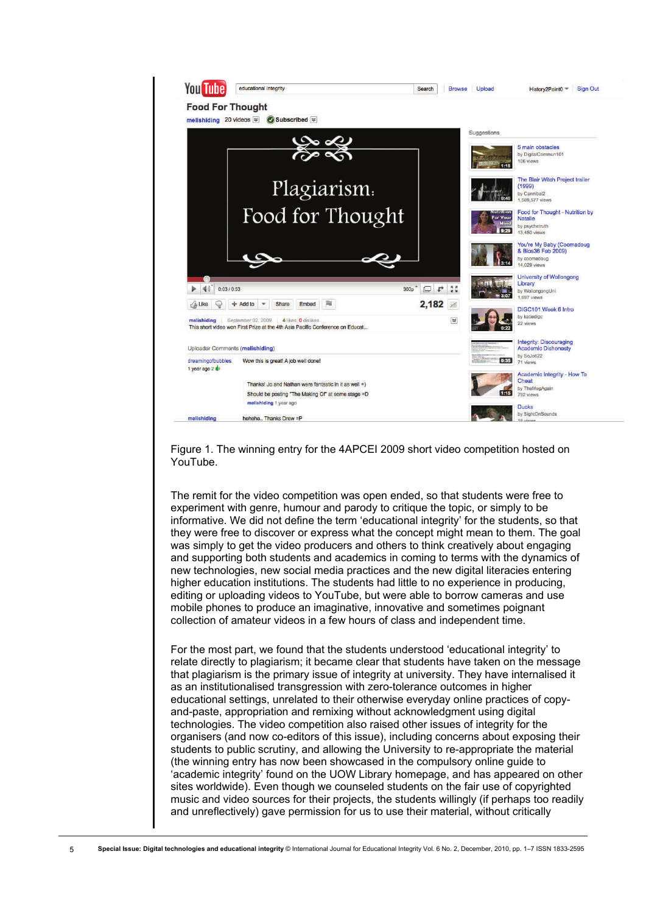Figure 1. The winning entry for the 4APCEI 2009 short video competition hosted on YouTube.

The remit for the video competition was open ended, so that students were free to experiment with genre, humour and parody to critique the topic, or simply to be informative. We did not define the term 'educational integrity' for the students, so that they were free to discover or express what the concept might mean to them. The goal was simply to get the video producers and others to think creatively about engaging and supporting both students and academics in coming to terms with the dynamics of new technologies, new social media practices and the new digital literacies entering higher education institutions. The students had little to no experience in producing, editing or uploading videos to YouTube, but were able to borrow cameras and use mobile phones to produce an imaginative, innovative and sometimes poignant collection of amateur videos in a few hours of class and independent time.

For the most part, we found that the students understood 'educational integrity' to relate directly to plagiarism; it became clear that students have taken on the message that plagiarism is the primary issue of integrity at university. They have internalised it as an institutionalised transgression with zero-tolerance outcomes in higher educational settings, unrelated to their otherwise everyday online practices of copy-and-paste, appropriation and remixing without acknowledgment using digital technologies. The video competition also raised other issues of integrity for the organisers (and now co-editors of this issue), including concerns about exposing their students to public scrutiny, and allowing the University to re-appropriate the material (the winning entry has now been showcased in the compulsory online guide to 'academic integrity' found on the UOW Library homepage, and has appeared on other sites worldwide). Even though we counseled students on the fair use of copyrighted music and video sources for their projects, the students willingly (if perhaps too readily and unreflectively) gave permission for us to use their material, without critically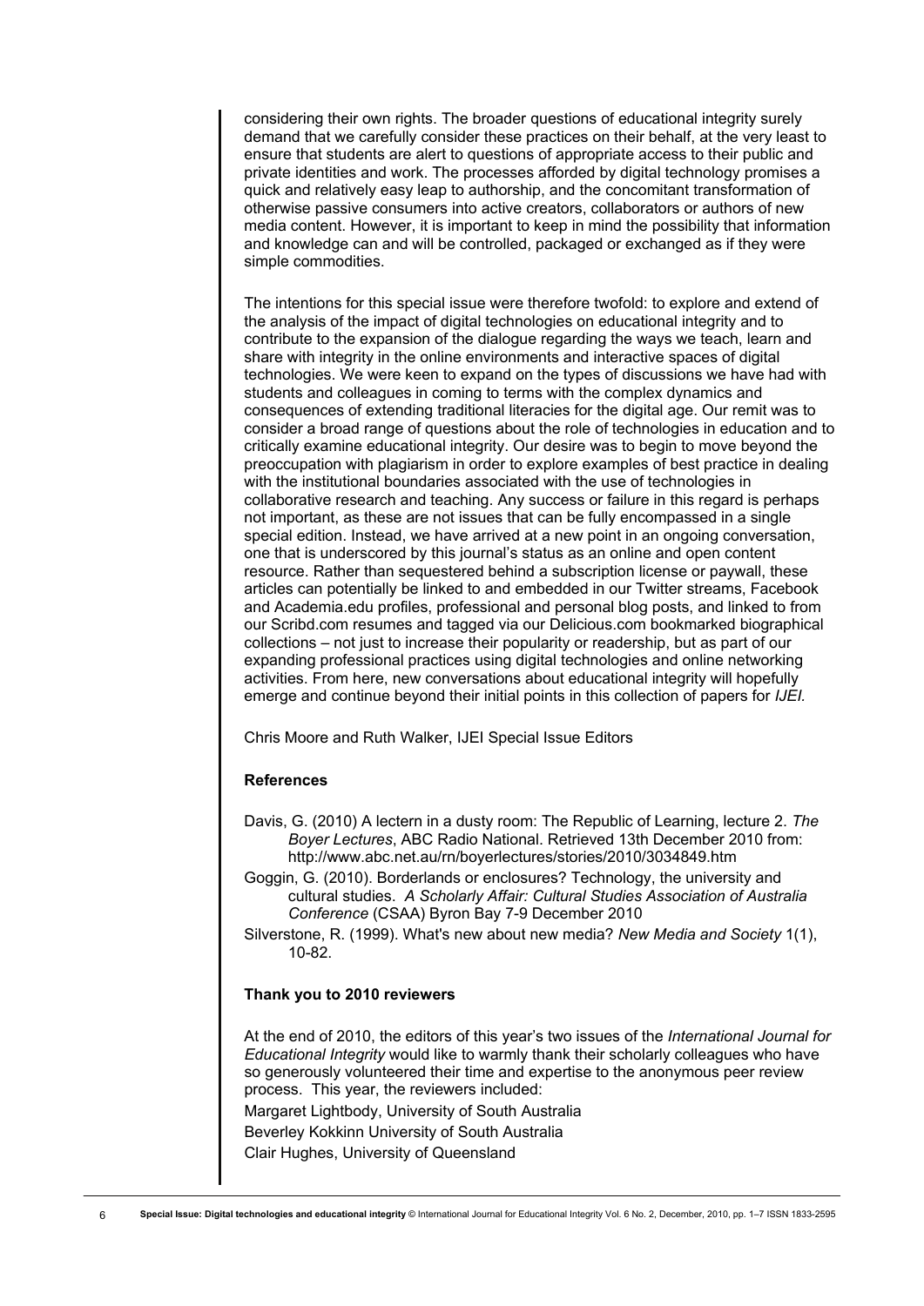considering their own rights. The broader questions of educational integrity surely demand that we carefully consider these practices on their behalf, at the very least to ensure that students are alert to questions of appropriate access to their public and private identities and work. The processes afforded by digital technology promises a quick and relatively easy leap to authorship, and the concomitant transformation of otherwise passive consumers into active creators, collaborators or authors of new media content. However, it is important to keep in mind the possibility that information and knowledge can and will be controlled, packaged or exchanged as if they were simple commodities.

The intentions for this special issue were therefore twofold: to explore and extend of the analysis of the impact of digital technologies on educational integrity and to contribute to the expansion of the dialogue regarding the ways we teach, learn and share with integrity in the online environments and interactive spaces of digital technologies. We were keen to expand on the types of discussions we have had with students and colleagues in coming to terms with the complex dynamics and consequences of extending traditional literacies for the digital age. Our remit was to consider a broad range of questions about the role of technologies in education and to critically examine educational integrity. Our desire was to begin to move beyond the preoccupation with plagiarism in order to explore examples of best practice in dealing with the institutional boundaries associated with the use of technologies in collaborative research and teaching. Any success or failure in this regard is perhaps not important, as these are not issues that can be fully encompassed in a single special edition. Instead, we have arrived at a new point in an ongoing conversation, one that is underscored by this journal's status as an online and open content resource. Rather than sequestered behind a subscription license or paywall, these articles can potentially be linked to and embedded in our Twitter streams, Facebook and Academia.edu profiles, professional and personal blog posts, and linked to from our Scribd.com resumes and tagged via our Delicious.com bookmarked biographical collections – not just to increase their popularity or readership, but as part of our expanding professional practices using digital technologies and online networking activities. From here, new conversations about educational integrity will hopefully emerge and continue beyond their initial points in this collection of papers for *IJEI*.

Chris Moore and Ruth Walker, IJEI Special Issue Editors

**References**

Davis, G. (2010) A lectern in a dusty room: The Republic of Learning, lecture 2. *The Boyer Lectures*, ABC Radio National. Retrieved 13th December 2010 from: http://www.abc.net.au/rn/boyerlectures/stories/2010/3034849.htm

Goggin, G. (2010). Borderlands or enclosures? Technology, the university and cultural studies. *A Scholarly Affair: Cultural Studies Association of Australia Conference* (CSAA) Byron Bay 7-9 December 2010

Silverstone, R. (1999). What's new about new media? *New Media and Society* 1(1), 10-82.

**Thank you to 2010 reviewers**

At the end of 2010, the editors of this year's two issues of the *International Journal for Educational Integrity* would like to warmly thank their scholarly colleagues who have so generously volunteered their time and expertise to the anonymous peer review process. This year, the reviewers included:

Margaret Lightbody, University of South Australia

Beverley Kokkinn University of South Australia

Clair Hughes, University of Queensland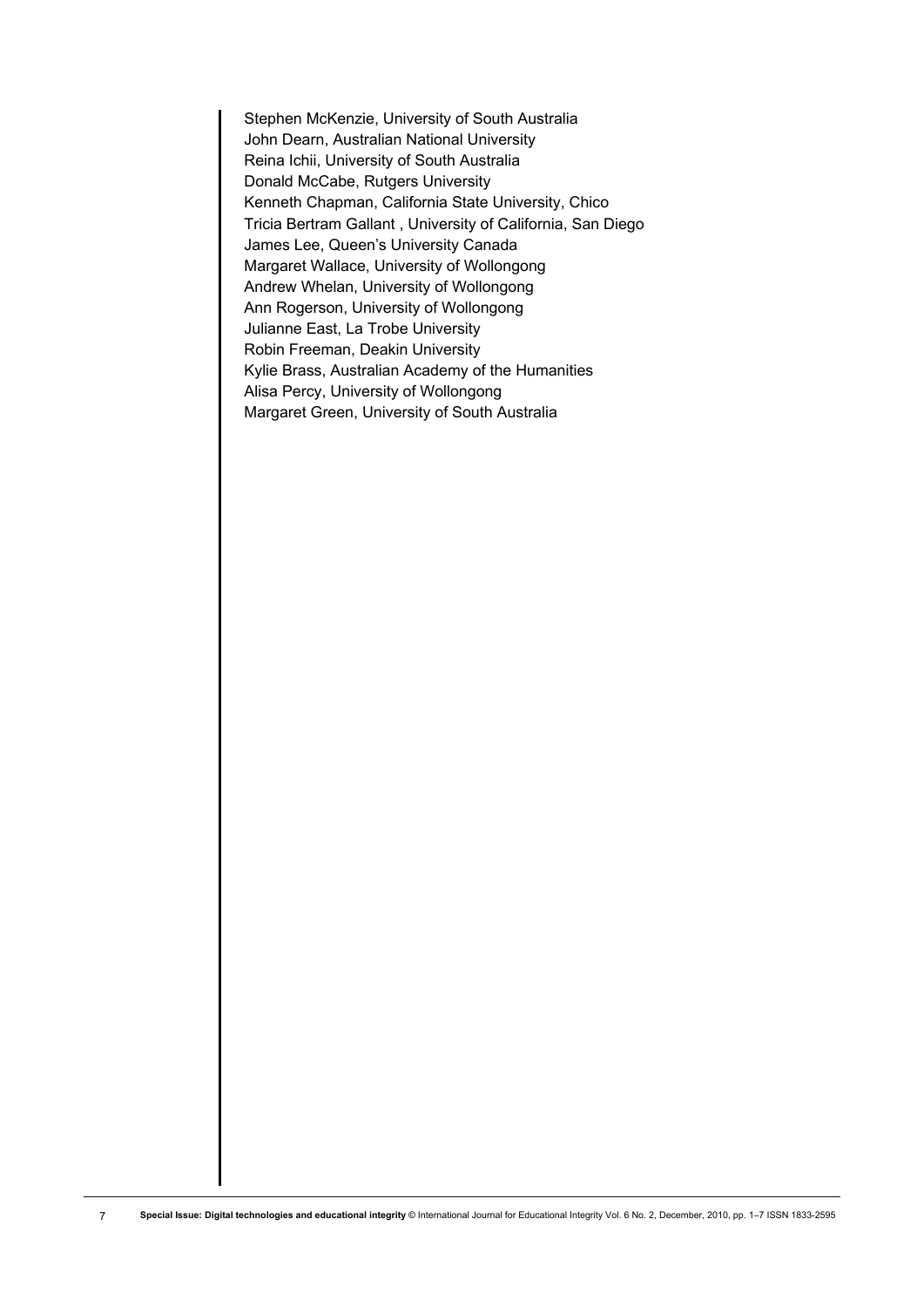Stephen McKenzie, University of South Australia
John Dearn, Australian National University
Reina Ichii, University of South Australia
Donald McCabe, Rutgers University
Kenneth Chapman, California State University, Chico
Tricia Bertram Gallant , University of California, San Diego
James Lee, Queen's University Canada
Margaret Wallace, University of Wollongong
Andrew Whelan, University of Wollongong
Ann Rogerson, University of Wollongong
Julianne East, La Trobe University
Robin Freeman, Deakin University
Kylie Brass, Australian Academy of the Humanities
Alisa Percy, University of Wollongong
Margaret Green, University of South Australia